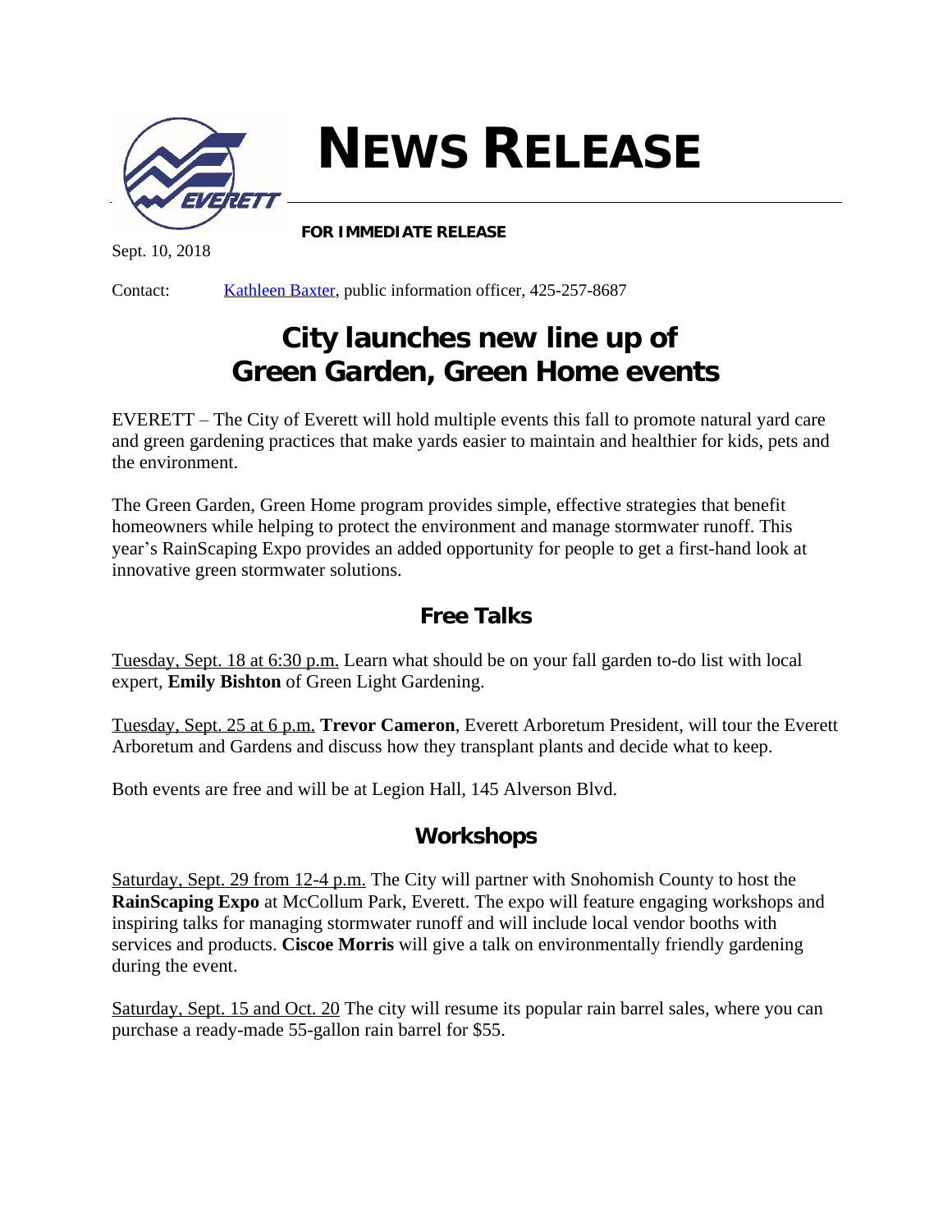# NEWS RELEASE

**FOR IMMEDIATE RELEASE**

Sept. 10, 2018

Contact: Kathleen Baxter, public information officer, 425-257-8687

## City launches new line up of Green Garden, Green Home events

EVERETT – The City of Everett will hold multiple events this fall to promote natural yard care and green gardening practices that make yards easier to maintain and healthier for kids, pets and the environment.

The Green Garden, Green Home program provides simple, effective strategies that benefit homeowners while helping to protect the environment and manage stormwater runoff. This year's RainScaping Expo provides an added opportunity for people to get a first-hand look at innovative green stormwater solutions.

### Free Talks

Tuesday, Sept. 18 at 6:30 p.m. Learn what should be on your fall garden to-do list with local expert, **Emily Bishton** of Green Light Gardening.

Tuesday, Sept. 25 at 6 p.m. **Trevor Cameron**, Everett Arboretum President, will tour the Everett Arboretum and Gardens and discuss how they transplant plants and decide what to keep.

Both events are free and will be at Legion Hall, 145 Alverson Blvd.

### Workshops

Saturday, Sept. 29 from 12-4 p.m. The City will partner with Snohomish County to host the **RainScaping Expo** at McCollum Park, Everett. The expo will feature engaging workshops and inspiring talks for managing stormwater runoff and will include local vendor booths with services and products. **Ciscoe Morris** will give a talk on environmentally friendly gardening during the event.

Saturday, Sept. 15 and Oct. 20 The city will resume its popular rain barrel sales, where you can purchase a ready-made 55-gallon rain barrel for $55.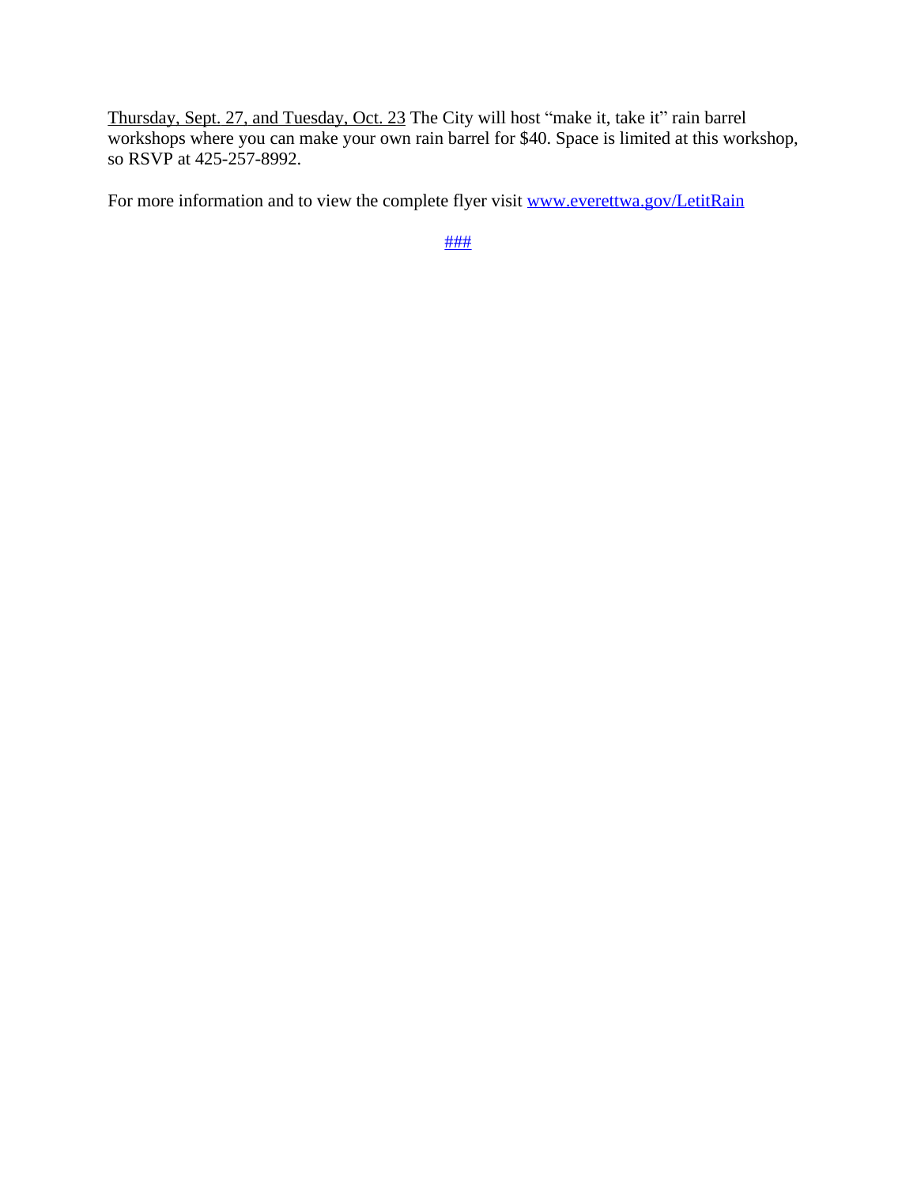<u>Thursday, Sept. 27, and Tuesday, Oct. 23</u> The City will host "make it, take it" rain barrel workshops where you can make your own rain barrel for $40. Space is limited at this workshop, so RSVP at 425-257-8992.

For more information and to view the complete flyer visit [www.everettwa.gov/LetitRain](www.everettwa.gov/LetitRain)

###